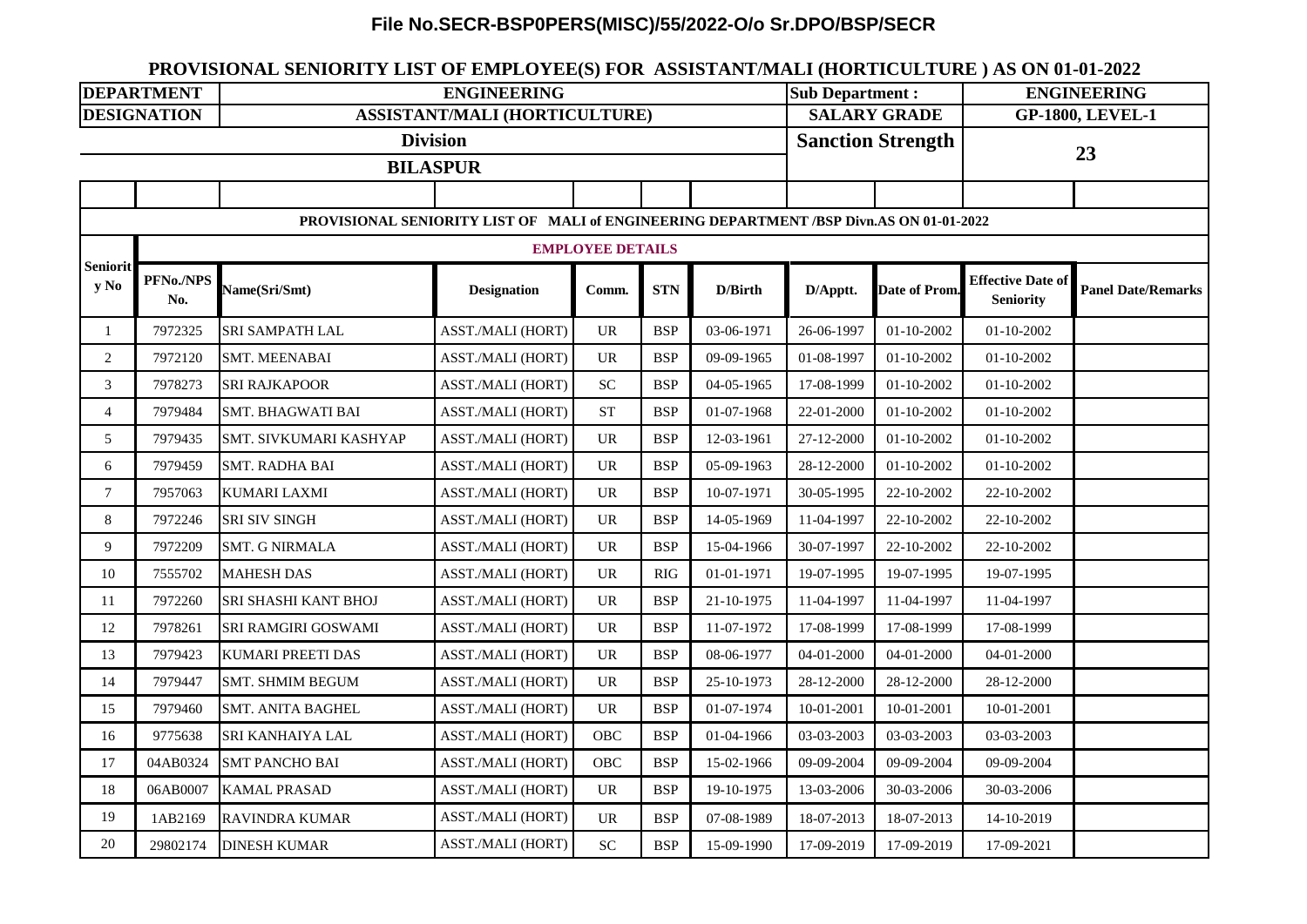**File No.SECR-BSP0PERS(MISC)/55/2022-O/o Sr.DPO/BSP/SECR**

## PROVISIONAL SENIORITY LIST OF EMPLOYEE(S) FOR ASSISTANT/MALI (HORTICULTURE ) AS ON 01-01-2022

| DEPARTMENT | ENGINEERING | Sub Department : | ENGINEERING |
|---|---|---|---|
| DESIGNATION | ASSISTANT/MALI (HORTICULTURE) | SALARY GRADE | GP-1800, LEVEL-1 |
| Division | BILASPUR | Sanction Strength | 23 |

**PROVISIONAL SENIORITY LIST OF MALI of ENGINEERING DEPARTMENT /BSP Divn.AS ON 01-01-2022**

**EMPLOYEE DETAILS**

| Seniority No | PFNo./NPS No. | Name(Sri/Smt) | Designation | Comm. | STN | D/Birth | D/Apptt. | Date of Prom. | Effective Date of Seniority | Panel Date/Remarks |
|---|---|---|---|---|---|---|---|---|---|---|
| 1 | 7972325 | SRI SAMPATH LAL | ASST./MALI (HORT) | UR | BSP | 03-06-1971 | 26-06-1997 | 01-10-2002 | 01-10-2002 | |
| 2 | 7972120 | SMT. MEENABAI | ASST./MALI (HORT) | UR | BSP | 09-09-1965 | 01-08-1997 | 01-10-2002 | 01-10-2002 | |
| 3 | 7978273 | SRI RAJKAPOOR | ASST./MALI (HORT) | SC | BSP | 04-05-1965 | 17-08-1999 | 01-10-2002 | 01-10-2002 | |
| 4 | 7979484 | SMT. BHAGWATI BAI | ASST./MALI (HORT) | ST | BSP | 01-07-1968 | 22-01-2000 | 01-10-2002 | 01-10-2002 | |
| 5 | 7979435 | SMT. SIVKUMARI KASHYAP | ASST./MALI (HORT) | UR | BSP | 12-03-1961 | 27-12-2000 | 01-10-2002 | 01-10-2002 | |
| 6 | 7979459 | SMT. RADHA BAI | ASST./MALI (HORT) | UR | BSP | 05-09-1963 | 28-12-2000 | 01-10-2002 | 01-10-2002 | |
| 7 | 7957063 | KUMARI LAXMI | ASST./MALI (HORT) | UR | BSP | 10-07-1971 | 30-05-1995 | 22-10-2002 | 22-10-2002 | |
| 8 | 7972246 | SRI SIV SINGH | ASST./MALI (HORT) | UR | BSP | 14-05-1969 | 11-04-1997 | 22-10-2002 | 22-10-2002 | |
| 9 | 7972209 | SMT. G NIRMALA | ASST./MALI (HORT) | UR | BSP | 15-04-1966 | 30-07-1997 | 22-10-2002 | 22-10-2002 | |
| 10 | 7555702 | MAHESH DAS | ASST./MALI (HORT) | UR | RIG | 01-01-1971 | 19-07-1995 | 19-07-1995 | 19-07-1995 | |
| 11 | 7972260 | SRI SHASHI KANT BHOJ | ASST./MALI (HORT) | UR | BSP | 21-10-1975 | 11-04-1997 | 11-04-1997 | 11-04-1997 | |
| 12 | 7978261 | SRI RAMGIRI GOSWAMI | ASST./MALI (HORT) | UR | BSP | 11-07-1972 | 17-08-1999 | 17-08-1999 | 17-08-1999 | |
| 13 | 7979423 | KUMARI PREETI DAS | ASST./MALI (HORT) | UR | BSP | 08-06-1977 | 04-01-2000 | 04-01-2000 | 04-01-2000 | |
| 14 | 7979447 | SMT. SHMIM BEGUM | ASST./MALI (HORT) | UR | BSP | 25-10-1973 | 28-12-2000 | 28-12-2000 | 28-12-2000 | |
| 15 | 7979460 | SMT. ANITA BAGHEL | ASST./MALI (HORT) | UR | BSP | 01-07-1974 | 10-01-2001 | 10-01-2001 | 10-01-2001 | |
| 16 | 9775638 | SRI KANHAIYA LAL | ASST./MALI (HORT) | OBC | BSP | 01-04-1966 | 03-03-2003 | 03-03-2003 | 03-03-2003 | |
| 17 | 04AB0324 | SMT PANCHO BAI | ASST./MALI (HORT) | OBC | BSP | 15-02-1966 | 09-09-2004 | 09-09-2004 | 09-09-2004 | |
| 18 | 06AB0007 | KAMAL PRASAD | ASST./MALI (HORT) | UR | BSP | 19-10-1975 | 13-03-2006 | 30-03-2006 | 30-03-2006 | |
| 19 | 1AB2169 | RAVINDRA KUMAR | ASST./MALI (HORT) | UR | BSP | 07-08-1989 | 18-07-2013 | 18-07-2013 | 14-10-2019 | |
| 20 | 29802174 | DINESH KUMAR | ASST./MALI (HORT) | SC | BSP | 15-09-1990 | 17-09-2019 | 17-09-2019 | 17-09-2021 | |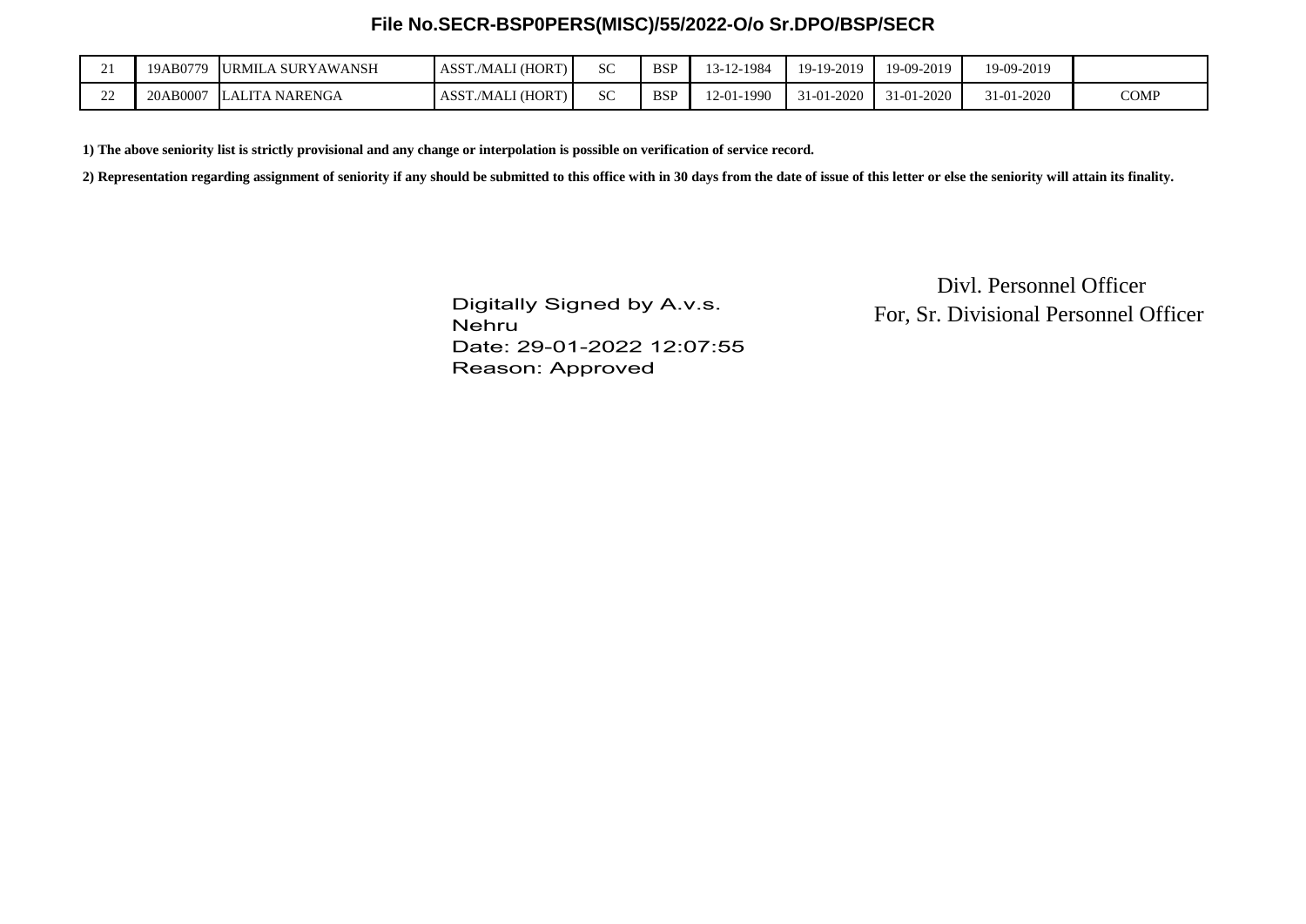**File No.SECR-BSP0PERS(MISC)/55/2022-O/o Sr.DPO/BSP/SECR**

| | | | | | | | | | | |
|---|---|---|---|---|---|---|---|---|---|---|
| 21 | 19AB0779 | URMILA SURYAWANSH | ASST./MALI (HORT) | SC | BSP | 13-12-1984 | 19-19-2019 | 19-09-2019 | 19-09-2019 | |
| 22 | 20AB0007 | LALITA NARENGA | ASST./MALI (HORT) | SC | BSP | 12-01-1990 | 31-01-2020 | 31-01-2020 | 31-01-2020 | COMP |

**1) The above seniority list is strictly provisional and any change or interpolation is possible on verification of service record.**

**2) Representation regarding assignment of seniority if any should be submitted to this office with in 30 days from the date of issue of this letter or else the seniority will attain its finality.**

Digitally Signed by A.v.s. Nehru
Date: 29-01-2022 12:07:55
Reason: Approved

Divl. Personnel Officer
For, Sr. Divisional Personnel Officer